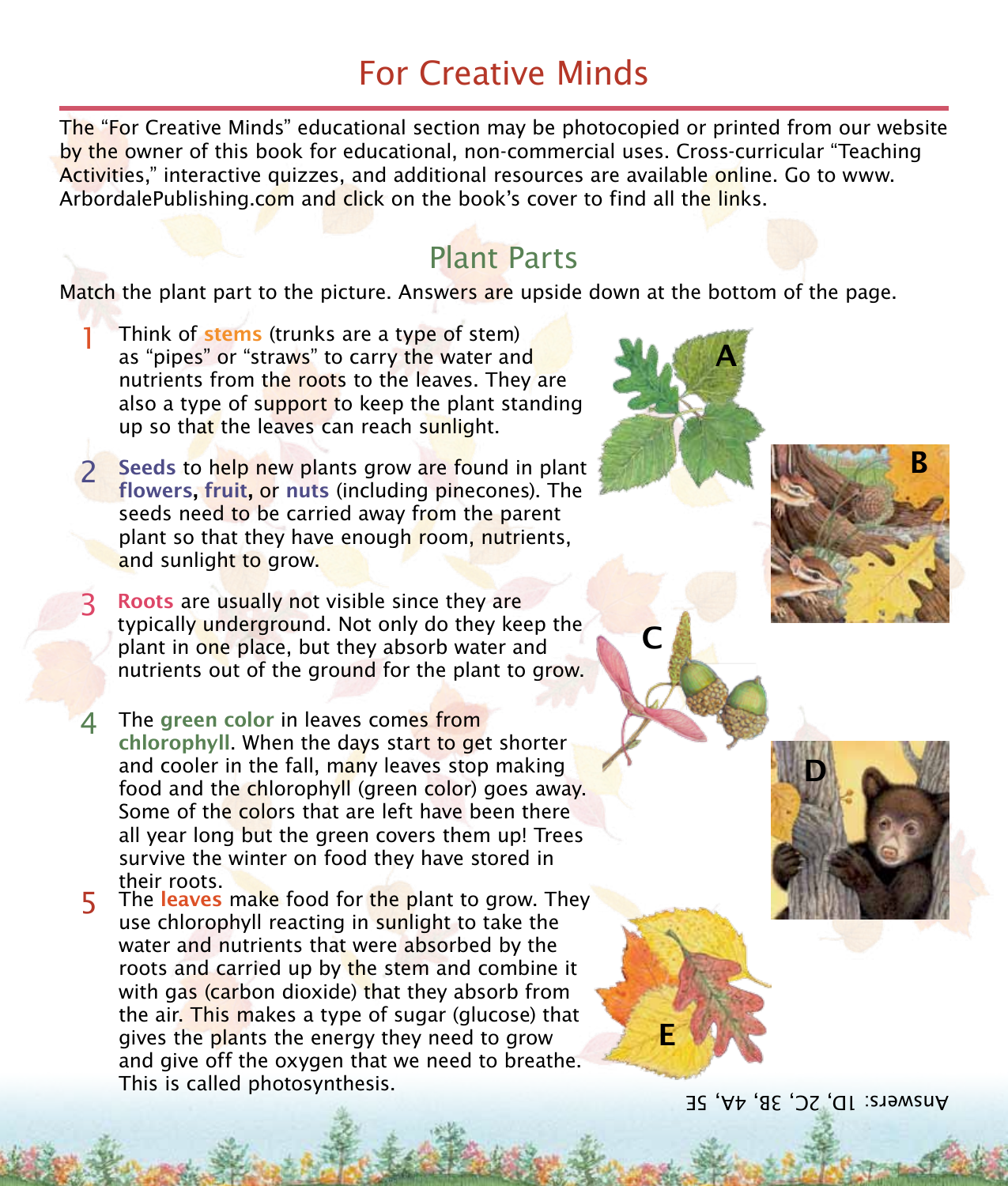# For Creative Minds

The "For Creative Minds" educational section may be photocopied or printed from our website by the owner of this book for educational, non-commercial uses. Cross-curricular "Teaching Activities," interactive quizzes, and additional resources are available online. Go to www.ArbordalePublishing.com and click on the book's cover to find all the links.

## Plant Parts

Match the plant part to the picture. Answers are upside down at the bottom of the page.

1. Think of **stems** (trunks are a type of stem) as "pipes" or "straws" to carry the water and nutrients from the roots to the leaves. They are also a type of support to keep the plant standing up so that the leaves can reach sunlight.

2. **Seeds** to help new plants grow are found in plant **flowers**, **fruit**, or **nuts** (including pinecones). The seeds need to be carried away from the parent plant so that they have enough room, nutrients, and sunlight to grow.

3. **Roots** are usually not visible since they are typically underground. Not only do they keep the plant in one place, but they absorb water and nutrients out of the ground for the plant to grow.

4. The **green color** in leaves comes from **chlorophyll**. When the days start to get shorter and cooler in the fall, many leaves stop making food and the chlorophyll (green color) goes away. Some of the colors that are left have been there all year long but the green covers them up! Trees survive the winter on food they have stored in their roots.

5. The **leaves** make food for the plant to grow. They use chlorophyll reacting in sunlight to take the water and nutrients that were absorbed by the roots and carried up by the stem and combine it with gas (carbon dioxide) that they absorb from the air. This makes a type of sugar (glucose) that gives the plants the energy they need to grow and give off the oxygen that we need to breathe. This is called photosynthesis.

A

B

C

D

E

Answers: 1D, 2C, 3B, 4A, 5E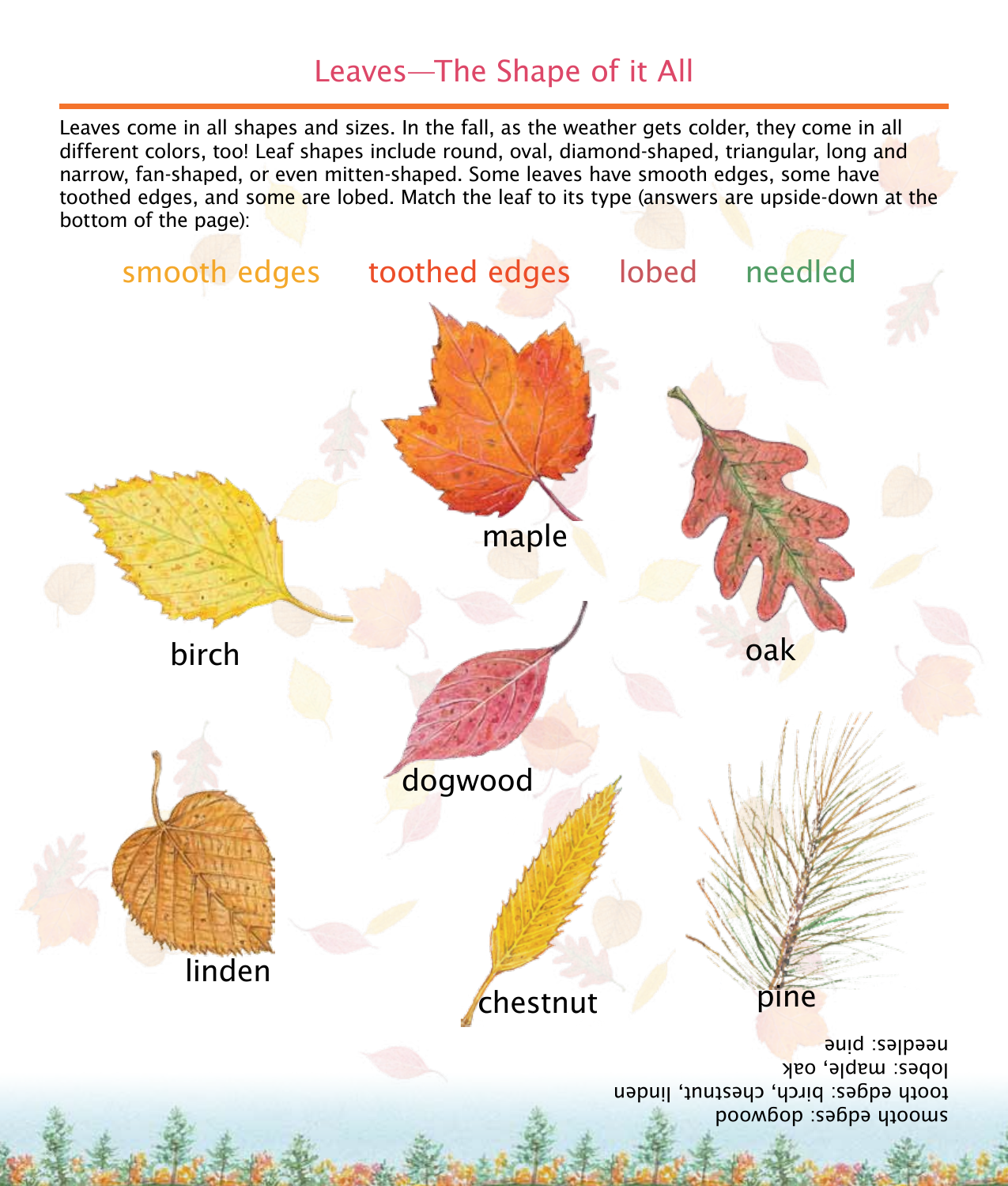# Leaves—The Shape of it All

Leaves come in all shapes and sizes. In the fall, as the weather gets colder, they come in all different colors, too! Leaf shapes include round, oval, diamond-shaped, triangular, long and narrow, fan-shaped, or even mitten-shaped. Some leaves have smooth edges, some have toothed edges, and some are lobed. Match the leaf to its type (answers are upside-down at the bottom of the page):

smooth edges     toothed edges     lobed     needled

maple

birch

oak

dogwood

linden

chestnut

pine

smooth edges: dogwood
tooth edges: birch, chestnut, linden
lobes: maple, oak
needles: pine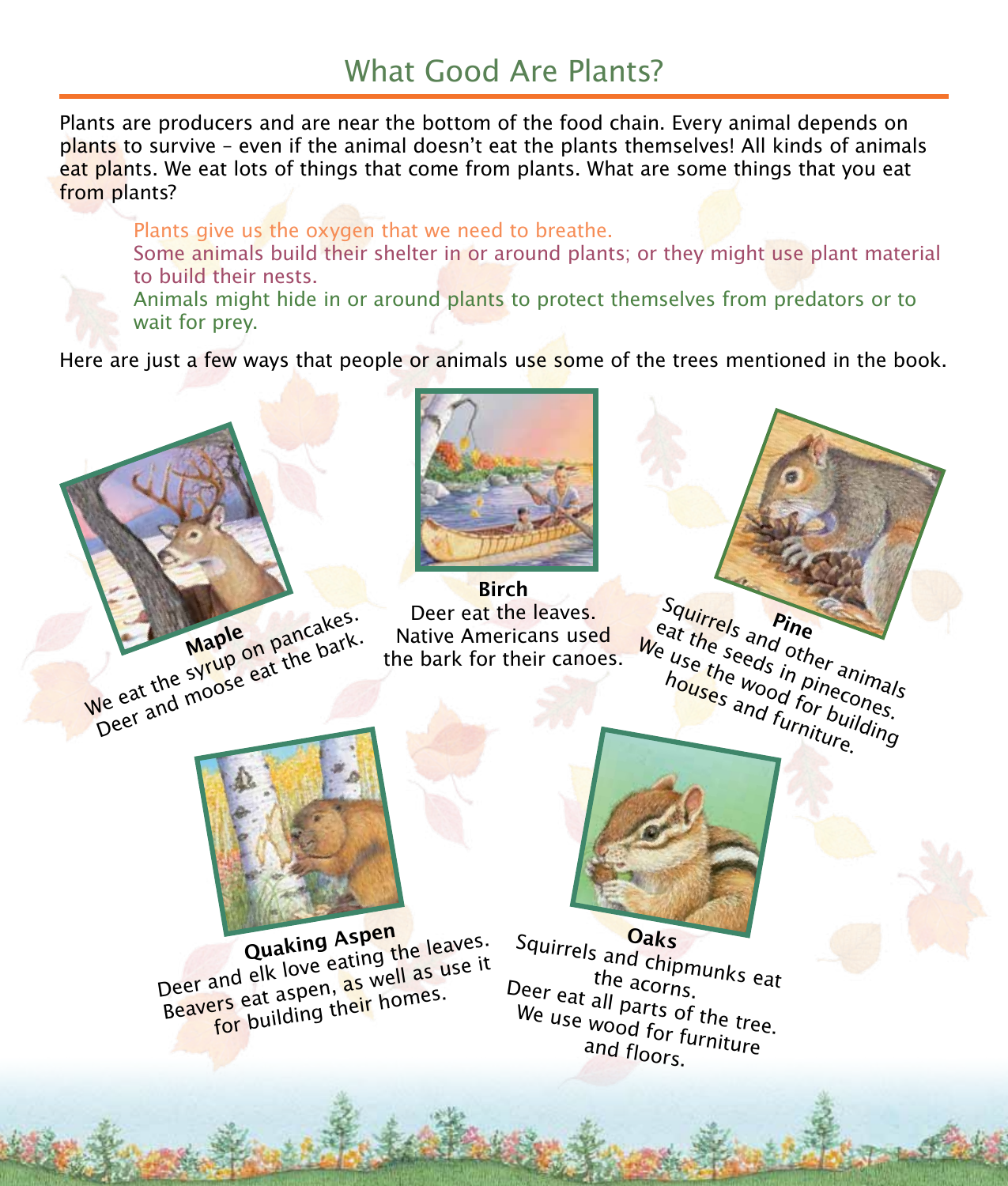# What Good Are Plants?

Plants are producers and are near the bottom of the food chain. Every animal depends on plants to survive – even if the animal doesn't eat the plants themselves! All kinds of animals eat plants. We eat lots of things that come from plants. What are some things that you eat from plants?

Plants give us the oxygen that we need to breathe.
Some animals build their shelter in or around plants; or they might use plant material to build their nests.
Animals might hide in or around plants to protect themselves from predators or to wait for prey.

Here are just a few ways that people or animals use some of the trees mentioned in the book.

**Maple**
We eat the syrup on pancakes.
Deer and moose eat the bark.

**Birch**
Deer eat the leaves.
Native Americans used the bark for their canoes.

**Pine**
Squirrels and other animals eat the seeds in pinecones.
We use the wood for building houses and furniture.

**Quaking Aspen**
Deer and elk love eating the leaves.
Beavers eat aspen, as well as use it for building their homes.

**Oaks**
Squirrels and chipmunks eat the acorns.
Deer eat all parts of the tree.
We use wood for furniture and floors.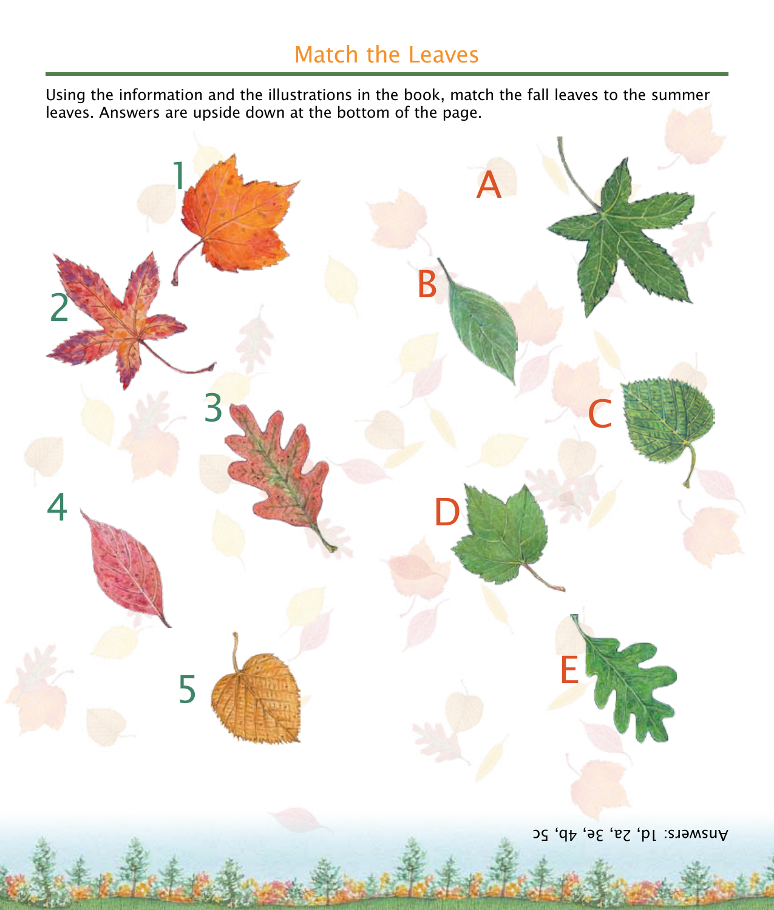## Match the Leaves

Using the information and the illustrations in the book, match the fall leaves to the summer leaves. Answers are upside down at the bottom of the page.

1

2

3

4

5

A

B

C

D

E

Answers: 1d, 2a, 3e, 4b, 5c